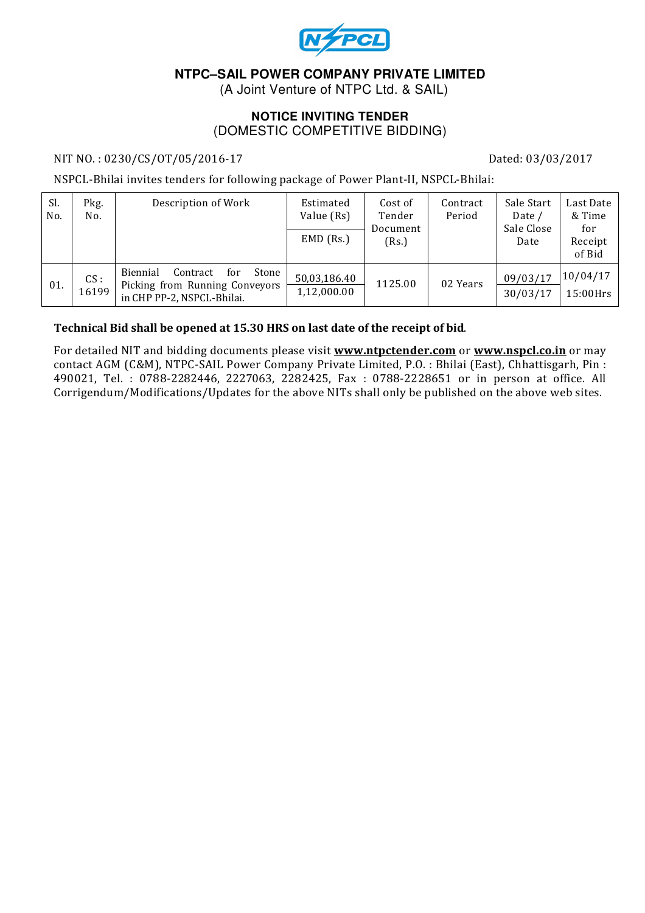# NTPC–SAIL POWER COMPANY PRIVATE LIMITED

(A Joint Venture of NTPC Ltd. & SAIL)

## NOTICE INVITING TENDER
(DOMESTIC COMPETITIVE BIDDING)

NIT NO. : 0230/CS/OT/05/2016-17 Dated: 03/03/2017

NSPCL-Bhilai invites tenders for following package of Power Plant-II, NSPCL-Bhilai:

| Sl. No. | Pkg. No. | Description of Work | Estimated Value (Rs) / EMD (Rs.) | Cost of Tender Document (Rs.) | Contract Period | Sale Start Date / Sale Close Date | Last Date & Time for Receipt of Bid |
|---|---|---|---|---|---|---|---|
| 01. | CS : 16199 | Biennial Contract for Stone Picking from Running Conveyors in CHP PP-2, NSPCL-Bhilai. | 50,03,186.40 / 1,12,000.00 | 1125.00 | 02 Years | 09/03/17 / 30/03/17 | 10/04/17 15:00Hrs |

**Technical Bid shall be opened at 15.30 HRS on last date of the receipt of bid**.

For detailed NIT and bidding documents please visit **www.ntpctender.com** or **www.nspcl.co.in** or may contact AGM (C&M), NTPC-SAIL Power Company Private Limited, P.O. : Bhilai (East), Chhattisgarh, Pin : 490021, Tel. : 0788-2282446, 2227063, 2282425, Fax : 0788-2228651 or in person at office. All Corrigendum/Modifications/Updates for the above NITs shall only be published on the above web sites.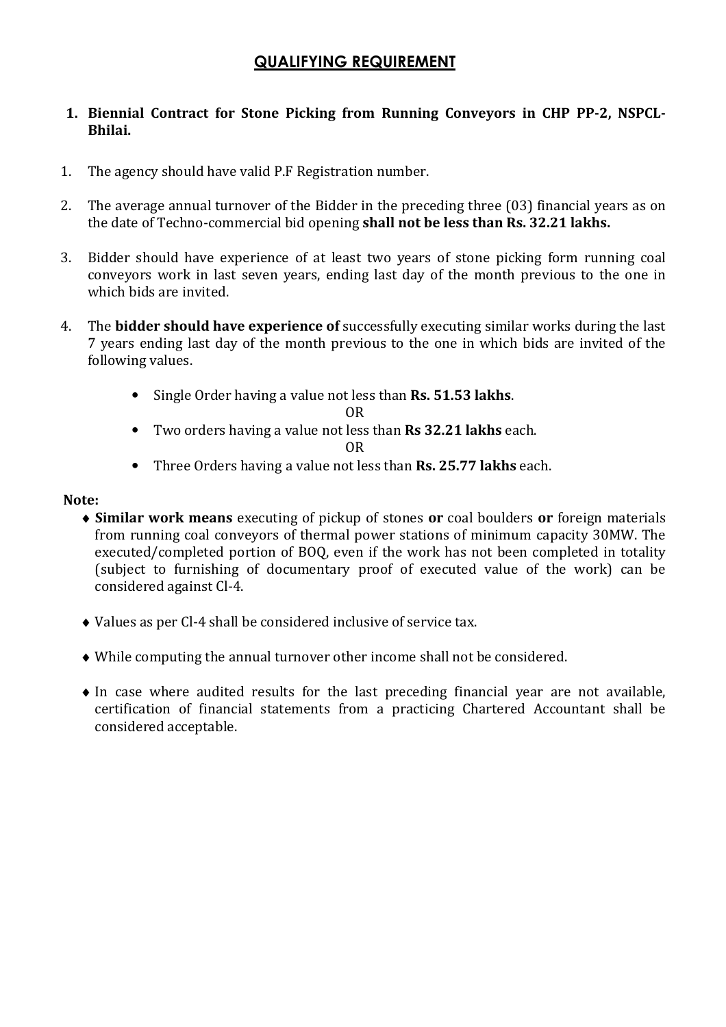## QUALIFYING REQUIREMENT

1. **Biennial Contract for Stone Picking from Running Conveyors in CHP PP-2, NSPCL-Bhilai.**

1. The agency should have valid P.F Registration number.

2. The average annual turnover of the Bidder in the preceding three (03) financial years as on the date of Techno-commercial bid opening **shall not be less than Rs. 32.21 lakhs.**

3. Bidder should have experience of at least two years of stone picking form running coal conveyors work in last seven years, ending last day of the month previous to the one in which bids are invited.

4. The **bidder should have experience of** successfully executing similar works during the last 7 years ending last day of the month previous to the one in which bids are invited of the following values.

   - Single Order having a value not less than **Rs. 51.53 lakhs**.

     OR

   - Two orders having a value not less than **Rs 32.21 lakhs** each.

     OR

   - Three Orders having a value not less than **Rs. 25.77 lakhs** each.

**Note:**

- **Similar work means** executing of pickup of stones **or** coal boulders **or** foreign materials from running coal conveyors of thermal power stations of minimum capacity 30MW. The executed/completed portion of BOQ, even if the work has not been completed in totality (subject to furnishing of documentary proof of executed value of the work) can be considered against Cl-4.

- Values as per Cl-4 shall be considered inclusive of service tax.

- While computing the annual turnover other income shall not be considered.

- In case where audited results for the last preceding financial year are not available, certification of financial statements from a practicing Chartered Accountant shall be considered acceptable.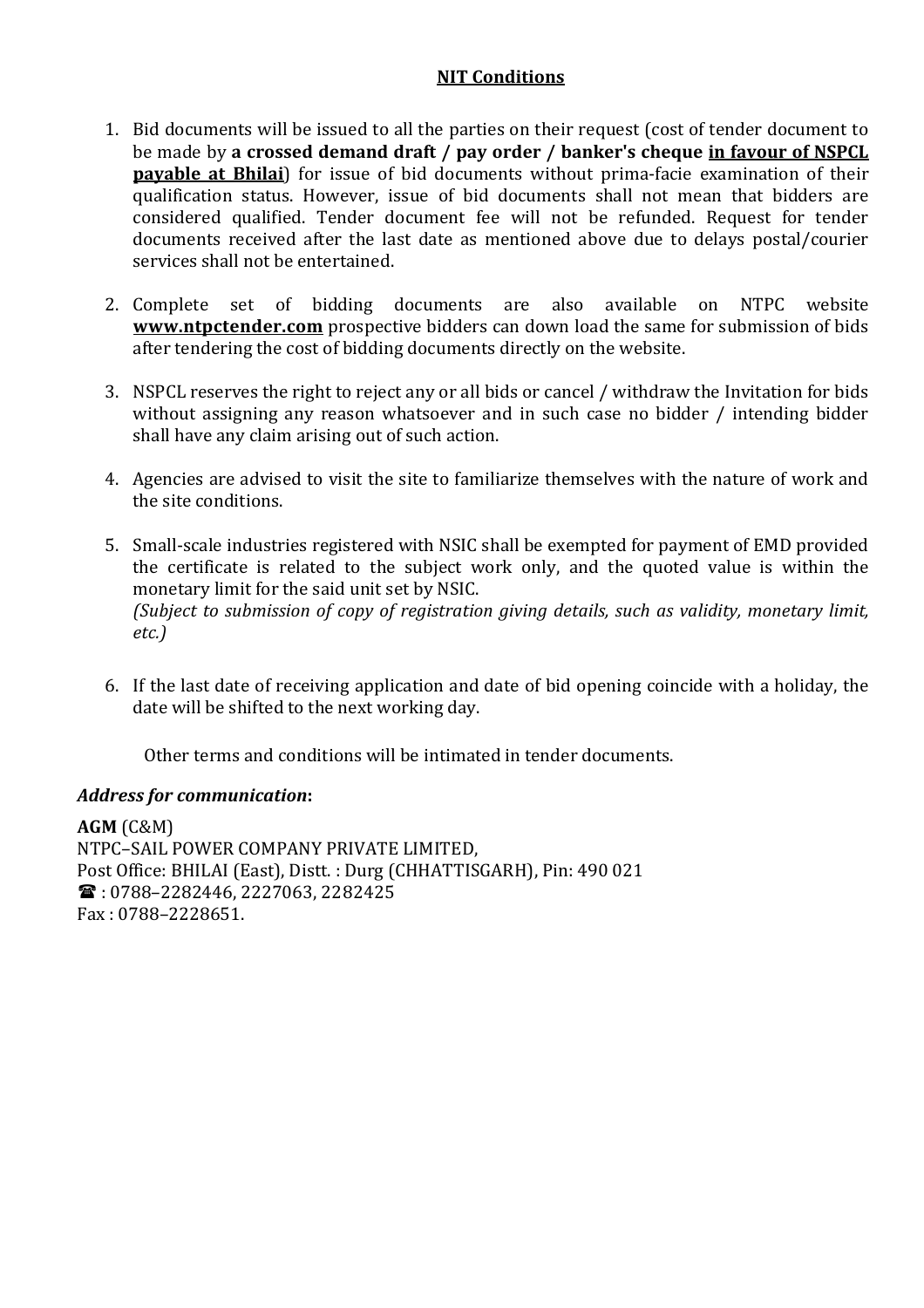## NIT Conditions

1. Bid documents will be issued to all the parties on their request (cost of tender document to be made by **a crossed demand draft / pay order / banker's cheque** **<u>in favour of NSPCL payable at Bhilai</u>**) for issue of bid documents without prima-facie examination of their qualification status. However, issue of bid documents shall not mean that bidders are considered qualified. Tender document fee will not be refunded. Request for tender documents received after the last date as mentioned above due to delays postal/courier services shall not be entertained.

2. Complete set of bidding documents are also available on NTPC website **<u>www.ntpctender.com</u>** prospective bidders can down load the same for submission of bids after tendering the cost of bidding documents directly on the website.

3. NSPCL reserves the right to reject any or all bids or cancel / withdraw the Invitation for bids without assigning any reason whatsoever and in such case no bidder / intending bidder shall have any claim arising out of such action.

4. Agencies are advised to visit the site to familiarize themselves with the nature of work and the site conditions.

5. Small-scale industries registered with NSIC shall be exempted for payment of EMD provided the certificate is related to the subject work only, and the quoted value is within the monetary limit for the said unit set by NSIC.
   *(Subject to submission of copy of registration giving details, such as validity, monetary limit, etc.)*

6. If the last date of receiving application and date of bid opening coincide with a holiday, the date will be shifted to the next working day.

Other terms and conditions will be intimated in tender documents.

***Address for communication*:**

**AGM** (C&M)
NTPC–SAIL POWER COMPANY PRIVATE LIMITED,
Post Office: BHILAI (East), Distt. : Durg (CHHATTISGARH), Pin: 490 021
☎ : 0788–2282446, 2227063, 2282425
Fax : 0788–2228651.